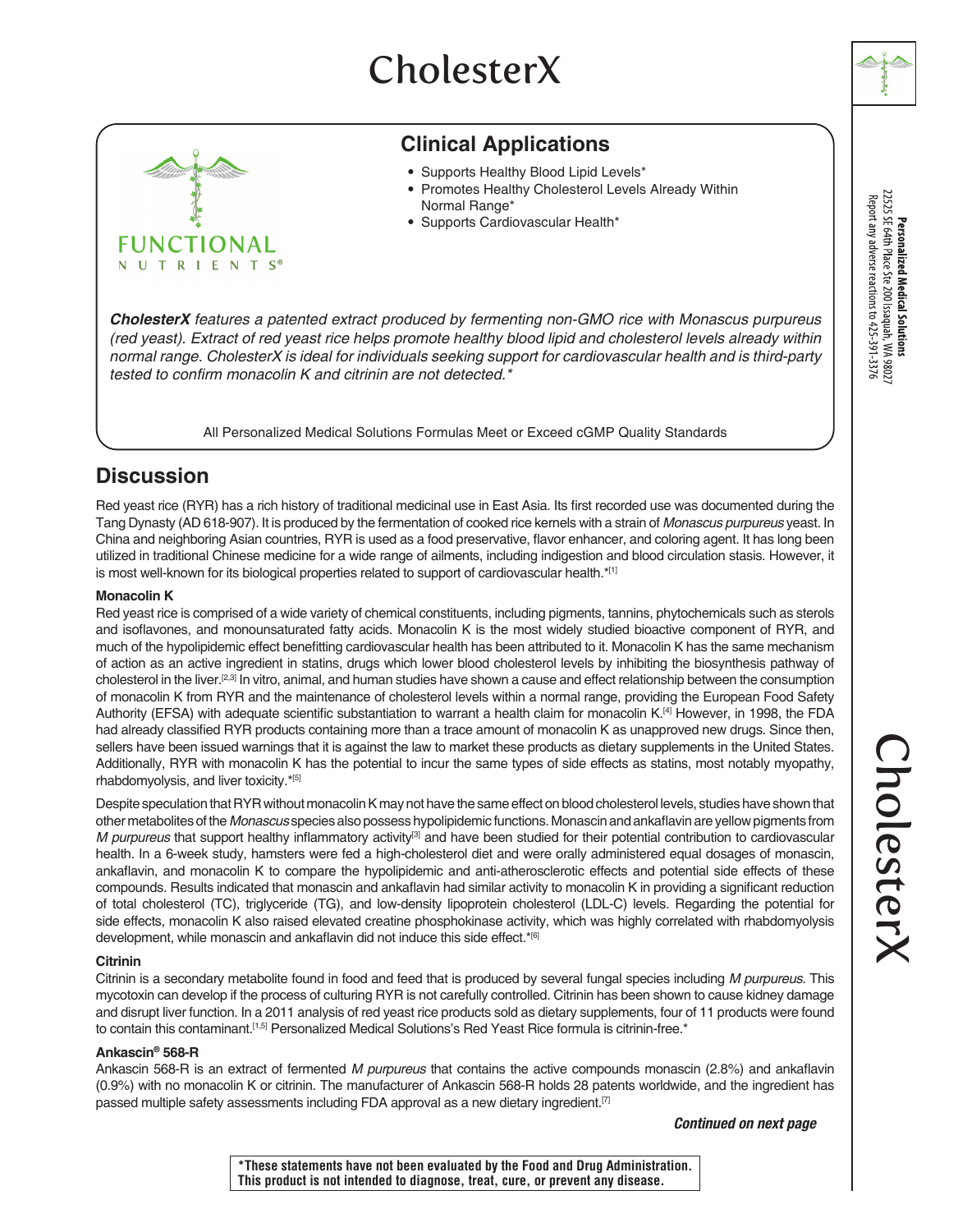# CholesterX

FUNCTIONAL NUTRIENTS®

## Clinical Applications

- Supports Healthy Blood Lipid Levels*
- Promotes Healthy Cholesterol Levels Already Within Normal Range*
- Supports Cardiovascular Health*

***CholesterX** features a patented extract produced by fermenting non-GMO rice with Monascus purpureus (red yeast). Extract of red yeast rice helps promote healthy blood lipid and cholesterol levels already within normal range. CholesterX is ideal for individuals seeking support for cardiovascular health and is third-party tested to confirm monacolin K and citrinin are not detected.**

All Personalized Medical Solutions Formulas Meet or Exceed cGMP Quality Standards

**Personalized Medical Solutions**
22525 SE 64th Place Ste 200 Issaquah, WA 98027
Report any adverse reactions to 425-391-3376

## Discussion

Red yeast rice (RYR) has a rich history of traditional medicinal use in East Asia. Its first recorded use was documented during the Tang Dynasty (AD 618-907). It is produced by the fermentation of cooked rice kernels with a strain of *Monascus purpureus* yeast. In China and neighboring Asian countries, RYR is used as a food preservative, flavor enhancer, and coloring agent. It has long been utilized in traditional Chinese medicine for a wide range of ailments, including indigestion and blood circulation stasis. However, it is most well-known for its biological properties related to support of cardiovascular health.*[1]

### Monacolin K

Red yeast rice is comprised of a wide variety of chemical constituents, including pigments, tannins, phytochemicals such as sterols and isoflavones, and monounsaturated fatty acids. Monacolin K is the most widely studied bioactive component of RYR, and much of the hypolipidemic effect benefitting cardiovascular health has been attributed to it. Monacolin K has the same mechanism of action as an active ingredient in statins, drugs which lower blood cholesterol levels by inhibiting the biosynthesis pathway of cholesterol in the liver.[2,3] In vitro, animal, and human studies have shown a cause and effect relationship between the consumption of monacolin K from RYR and the maintenance of cholesterol levels within a normal range, providing the European Food Safety Authority (EFSA) with adequate scientific substantiation to warrant a health claim for monacolin K.[4] However, in 1998, the FDA had already classified RYR products containing more than a trace amount of monacolin K as unapproved new drugs. Since then, sellers have been issued warnings that it is against the law to market these products as dietary supplements in the United States. Additionally, RYR with monacolin K has the potential to incur the same types of side effects as statins, most notably myopathy, rhabdomyolysis, and liver toxicity.*[5]

Despite speculation that RYR without monacolin K may not have the same effect on blood cholesterol levels, studies have shown that other metabolites of the *Monascus* species also possess hypolipidemic functions. Monascin and ankaflavin are yellow pigments from *M purpureus* that support healthy inflammatory activity[3] and have been studied for their potential contribution to cardiovascular health. In a 6-week study, hamsters were fed a high-cholesterol diet and were orally administered equal dosages of monascin, ankaflavin, and monacolin K to compare the hypolipidemic and anti-atherosclerotic effects and potential side effects of these compounds. Results indicated that monascin and ankaflavin had similar activity to monacolin K in providing a significant reduction of total cholesterol (TC), triglyceride (TG), and low-density lipoprotein cholesterol (LDL-C) levels. Regarding the potential for side effects, monacolin K also raised elevated creatine phosphokinase activity, which was highly correlated with rhabdomyolysis development, while monascin and ankaflavin did not induce this side effect.*[6]

### Citrinin

Citrinin is a secondary metabolite found in food and feed that is produced by several fungal species including *M purpureus*. This mycotoxin can develop if the process of culturing RYR is not carefully controlled. Citrinin has been shown to cause kidney damage and disrupt liver function. In a 2011 analysis of red yeast rice products sold as dietary supplements, four of 11 products were found to contain this contaminant.[1,5] Personalized Medical Solutions's Red Yeast Rice formula is citrinin-free.*

### Ankascin® 568-R

Ankascin 568-R is an extract of fermented *M purpureus* that contains the active compounds monascin (2.8%) and ankaflavin (0.9%) with no monacolin K or citrinin. The manufacturer of Ankascin 568-R holds 28 patents worldwide, and the ingredient has passed multiple safety assessments including FDA approval as a new dietary ingredient.[7]

***Continued on next page***

**\*These statements have not been evaluated by the Food and Drug Administration. This product is not intended to diagnose, treat, cure, or prevent any disease.**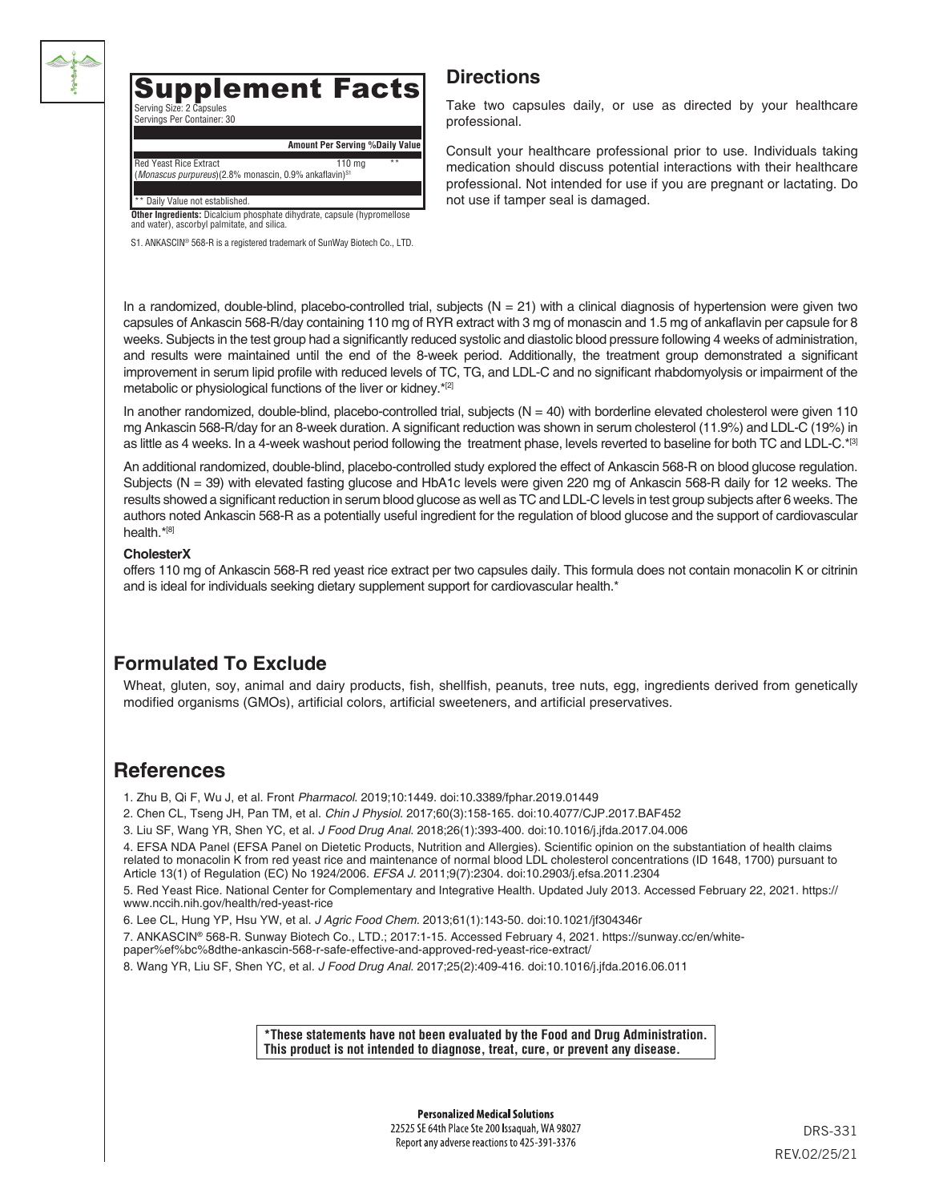# Supplement Facts

Serving Size: 2 Capsules
Servings Per Container: 30

| | Amount Per Serving | %Daily Value |
|---|---|---|
| Red Yeast Rice Extract (*Monascus purpureus*)(2.8% monascin, 0.9% ankaflavin)[S1] | 110 mg | ** |

** Daily Value not established.

**Other Ingredients:** Dicalcium phosphate dihydrate, capsule (hypromellose and water), ascorbyl palmitate, and silica.

S1. ANKASCIN® 568-R is a registered trademark of SunWay Biotech Co., LTD.

## Directions

Take two capsules daily, or use as directed by your healthcare professional.

Consult your healthcare professional prior to use. Individuals taking medication should discuss potential interactions with their healthcare professional. Not intended for use if you are pregnant or lactating. Do not use if tamper seal is damaged.

In a randomized, double-blind, placebo-controlled trial, subjects (N = 21) with a clinical diagnosis of hypertension were given two capsules of Ankascin 568-R/day containing 110 mg of RYR extract with 3 mg of monascin and 1.5 mg of ankaflavin per capsule for 8 weeks. Subjects in the test group had a significantly reduced systolic and diastolic blood pressure following 4 weeks of administration, and results were maintained until the end of the 8-week period. Additionally, the treatment group demonstrated a significant improvement in serum lipid profile with reduced levels of TC, TG, and LDL-C and no significant rhabdomyolysis or impairment of the metabolic or physiological functions of the liver or kidney.*[2]

In another randomized, double-blind, placebo-controlled trial, subjects (N = 40) with borderline elevated cholesterol were given 110 mg Ankascin 568-R/day for an 8-week duration. A significant reduction was shown in serum cholesterol (11.9%) and LDL-C (19%) in as little as 4 weeks. In a 4-week washout period following the treatment phase, levels reverted to baseline for both TC and LDL-C.*[3]

An additional randomized, double-blind, placebo-controlled study explored the effect of Ankascin 568-R on blood glucose regulation. Subjects (N = 39) with elevated fasting glucose and HbA1c levels were given 220 mg of Ankascin 568-R daily for 12 weeks. The results showed a significant reduction in serum blood glucose as well as TC and LDL-C levels in test group subjects after 6 weeks. The authors noted Ankascin 568-R as a potentially useful ingredient for the regulation of blood glucose and the support of cardiovascular health.*[8]

**CholesterX**

offers 110 mg of Ankascin 568-R red yeast rice extract per two capsules daily. This formula does not contain monacolin K or citrinin and is ideal for individuals seeking dietary supplement support for cardiovascular health.*

## Formulated To Exclude

Wheat, gluten, soy, animal and dairy products, fish, shellfish, peanuts, tree nuts, egg, ingredients derived from genetically modified organisms (GMOs), artificial colors, artificial sweeteners, and artificial preservatives.

## References

1. Zhu B, Qi F, Wu J, et al. Front *Pharmacol*. 2019;10:1449. doi:10.3389/fphar.2019.01449
2. Chen CL, Tseng JH, Pan TM, et al. *Chin J Physiol*. 2017;60(3):158-165. doi:10.4077/CJP.2017.BAF452
3. Liu SF, Wang YR, Shen YC, et al. *J Food Drug Anal*. 2018;26(1):393-400. doi:10.1016/j.jfda.2017.04.006
4. EFSA NDA Panel (EFSA Panel on Dietetic Products, Nutrition and Allergies). Scientific opinion on the substantiation of health claims related to monacolin K from red yeast rice and maintenance of normal blood LDL cholesterol concentrations (ID 1648, 1700) pursuant to Article 13(1) of Regulation (EC) No 1924/2006. *EFSA J*. 2011;9(7):2304. doi:10.2903/j.efsa.2011.2304
5. Red Yeast Rice. National Center for Complementary and Integrative Health. Updated July 2013. Accessed February 22, 2021. https://www.nccih.nih.gov/health/red-yeast-rice
6. Lee CL, Hung YP, Hsu YW, et al. *J Agric Food Chem*. 2013;61(1):143-50. doi:10.1021/jf304346r
7. ANKASCIN® 568-R. Sunway Biotech Co., LTD.; 2017:1-15. Accessed February 4, 2021. https://sunway.cc/en/white-paper%ef%bc%8dthe-ankascin-568-r-safe-effective-and-approved-red-yeast-rice-extract/
8. Wang YR, Liu SF, Shen YC, et al. *J Food Drug Anal*. 2017;25(2):409-416. doi:10.1016/j.jfda.2016.06.011

**\*These statements have not been evaluated by the Food and Drug Administration. This product is not intended to diagnose, treat, cure, or prevent any disease.**

**Personalized Medical Solutions**
22525 SE 64th Place Ste 200 Issaquah, WA 98027
Report any adverse reactions to 425-391-3376

DRS-331
REV.02/25/21